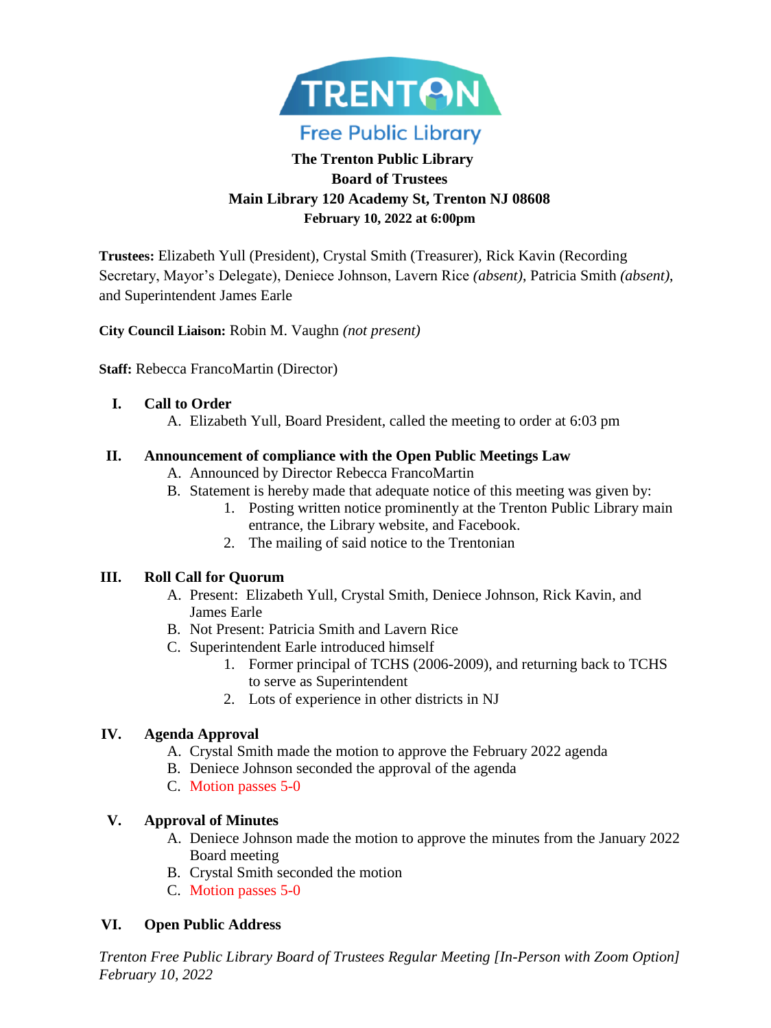**Trenton Free Public Library**

# The Trenton Public Library
## Board of Trustees
### Main Library 120 Academy St, Trenton NJ 08608
**February 10, 2022 at 6:00pm**

**Trustees:** Elizabeth Yull (President), Crystal Smith (Treasurer), Rick Kavin (Recording Secretary, Mayor's Delegate), Deniece Johnson, Lavern Rice *(absent)*, Patricia Smith *(absent)*, and Superintendent James Earle

**City Council Liaison:** Robin M. Vaughn *(not present)*

**Staff:** Rebecca FrancoMartin (Director)

**I. Call to Order**

A. Elizabeth Yull, Board President, called the meeting to order at 6:03 pm

**II. Announcement of compliance with the Open Public Meetings Law**

A. Announced by Director Rebecca FrancoMartin

B. Statement is hereby made that adequate notice of this meeting was given by:

1. Posting written notice prominently at the Trenton Public Library main entrance, the Library website, and Facebook.
2. The mailing of said notice to the Trentonian

**III. Roll Call for Quorum**

A. Present: Elizabeth Yull, Crystal Smith, Deniece Johnson, Rick Kavin, and James Earle

B. Not Present: Patricia Smith and Lavern Rice

C. Superintendent Earle introduced himself

1. Former principal of TCHS (2006-2009), and returning back to TCHS to serve as Superintendent
2. Lots of experience in other districts in NJ

**IV. Agenda Approval**

A. Crystal Smith made the motion to approve the February 2022 agenda

B. Deniece Johnson seconded the approval of the agenda

C. Motion passes 5-0

**V. Approval of Minutes**

A. Deniece Johnson made the motion to approve the minutes from the January 2022 Board meeting

B. Crystal Smith seconded the motion

C. Motion passes 5-0

**VI. Open Public Address**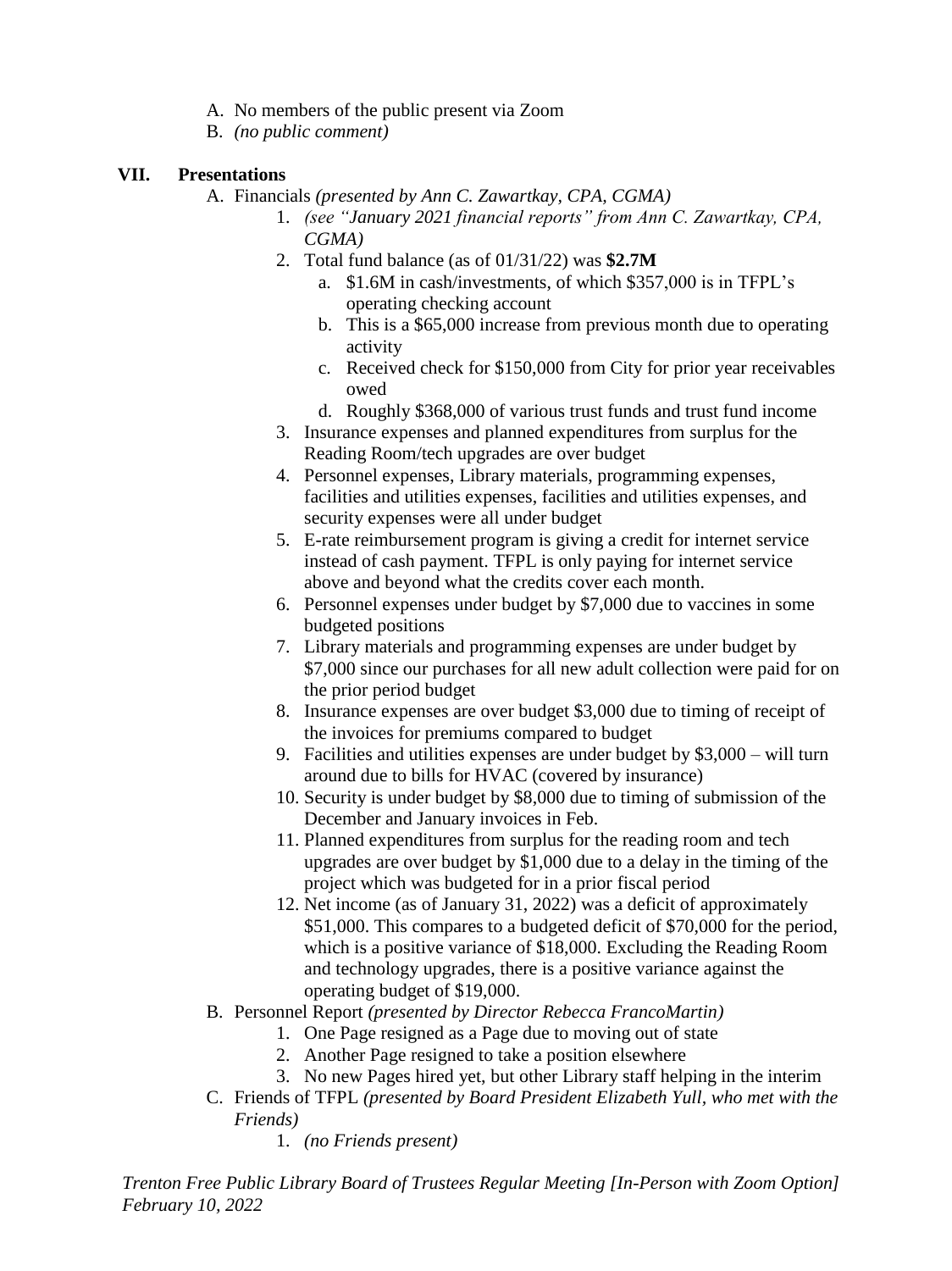A. No members of the public present via Zoom
B. *(no public comment)*

## VII. Presentations

A. Financials *(presented by Ann C. Zawartkay, CPA, CGMA)*
   1. *(see "January 2021 financial reports" from Ann C. Zawartkay, CPA, CGMA)*
   2. Total fund balance (as of 01/31/22) was **$2.7M**
      a. $1.6M in cash/investments, of which $357,000 is in TFPL's operating checking account
      b. This is a $65,000 increase from previous month due to operating activity
      c. Received check for $150,000 from City for prior year receivables owed
      d. Roughly $368,000 of various trust funds and trust fund income
   3. Insurance expenses and planned expenditures from surplus for the Reading Room/tech upgrades are over budget
   4. Personnel expenses, Library materials, programming expenses, facilities and utilities expenses, facilities and utilities expenses, and security expenses were all under budget
   5. E-rate reimbursement program is giving a credit for internet service instead of cash payment. TFPL is only paying for internet service above and beyond what the credits cover each month.
   6. Personnel expenses under budget by $7,000 due to vaccines in some budgeted positions
   7. Library materials and programming expenses are under budget by $7,000 since our purchases for all new adult collection were paid for on the prior period budget
   8. Insurance expenses are over budget $3,000 due to timing of receipt of the invoices for premiums compared to budget
   9. Facilities and utilities expenses are under budget by $3,000 – will turn around due to bills for HVAC (covered by insurance)
   10. Security is under budget by $8,000 due to timing of submission of the December and January invoices in Feb.
   11. Planned expenditures from surplus for the reading room and tech upgrades are over budget by $1,000 due to a delay in the timing of the project which was budgeted for in a prior fiscal period
   12. Net income (as of January 31, 2022) was a deficit of approximately $51,000. This compares to a budgeted deficit of $70,000 for the period, which is a positive variance of $18,000. Excluding the Reading Room and technology upgrades, there is a positive variance against the operating budget of $19,000.

B. Personnel Report *(presented by Director Rebecca FrancoMartin)*
   1. One Page resigned as a Page due to moving out of state
   2. Another Page resigned to take a position elsewhere
   3. No new Pages hired yet, but other Library staff helping in the interim

C. Friends of TFPL *(presented by Board President Elizabeth Yull, who met with the Friends)*
   1. *(no Friends present)*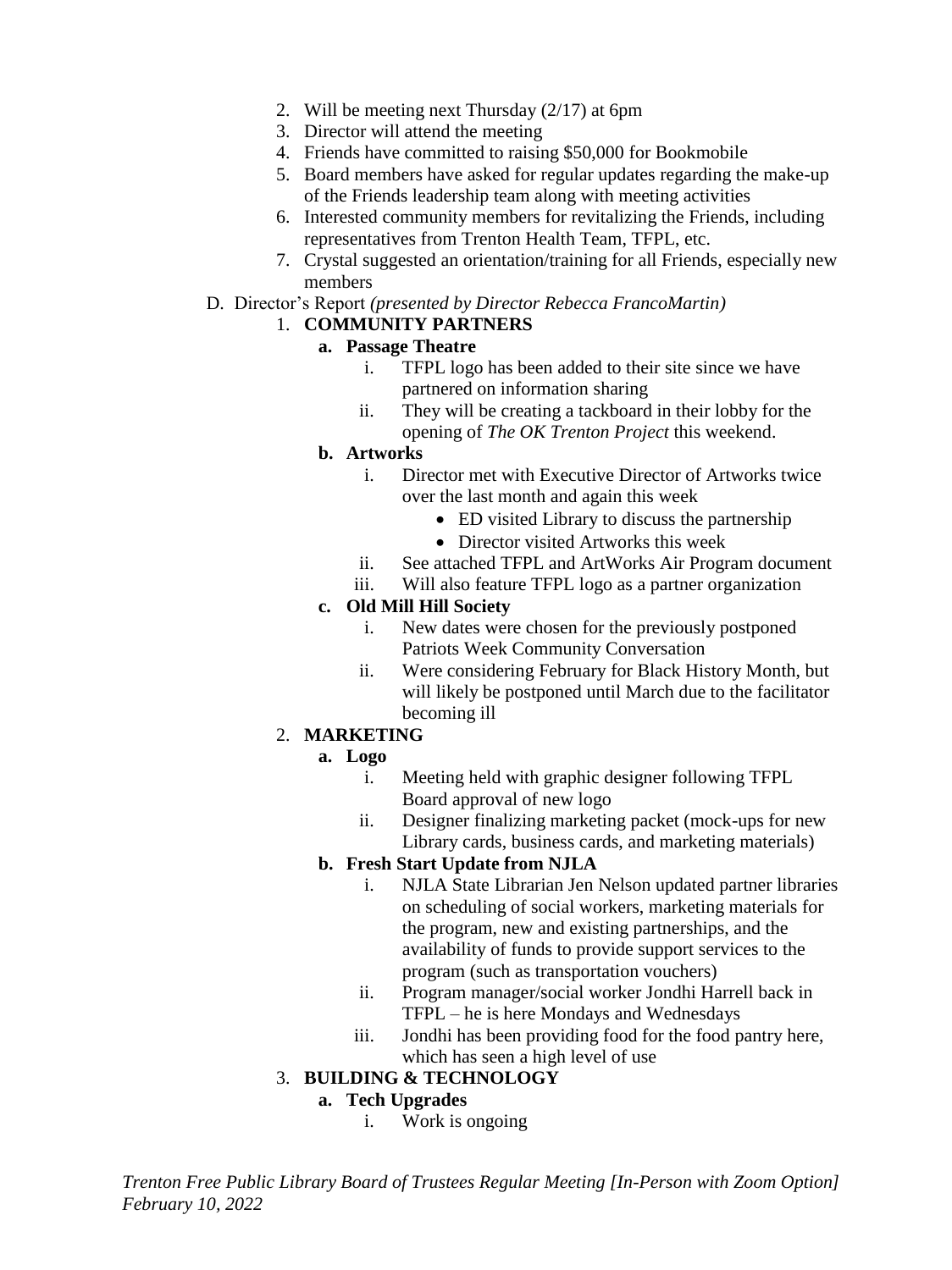2. Will be meeting next Thursday (2/17) at 6pm
3. Director will attend the meeting
4. Friends have committed to raising $50,000 for Bookmobile
5. Board members have asked for regular updates regarding the make-up of the Friends leadership team along with meeting activities
6. Interested community members for revitalizing the Friends, including representatives from Trenton Health Team, TFPL, etc.
7. Crystal suggested an orientation/training for all Friends, especially new members

D. Director's Report *(presented by Director Rebecca FrancoMartin)*

1. **COMMUNITY PARTNERS**
   - **a. Passage Theatre**
     - i. TFPL logo has been added to their site since we have partnered on information sharing
     - ii. They will be creating a tackboard in their lobby for the opening of *The OK Trenton Project* this weekend.
   - **b. Artworks**
     - i. Director met with Executive Director of Artworks twice over the last month and again this week
       - ED visited Library to discuss the partnership
       - Director visited Artworks this week
     - ii. See attached TFPL and ArtWorks Air Program document
     - iii. Will also feature TFPL logo as a partner organization
   - **c. Old Mill Hill Society**
     - i. New dates were chosen for the previously postponed Patriots Week Community Conversation
     - ii. Were considering February for Black History Month, but will likely be postponed until March due to the facilitator becoming ill
2. **MARKETING**
   - **a. Logo**
     - i. Meeting held with graphic designer following TFPL Board approval of new logo
     - ii. Designer finalizing marketing packet (mock-ups for new Library cards, business cards, and marketing materials)
   - **b. Fresh Start Update from NJLA**
     - i. NJLA State Librarian Jen Nelson updated partner libraries on scheduling of social workers, marketing materials for the program, new and existing partnerships, and the availability of funds to provide support services to the program (such as transportation vouchers)
     - ii. Program manager/social worker Jondhi Harrell back in TFPL – he is here Mondays and Wednesdays
     - iii. Jondhi has been providing food for the food pantry here, which has seen a high level of use
3. **BUILDING & TECHNOLOGY**
   - **a. Tech Upgrades**
     - i. Work is ongoing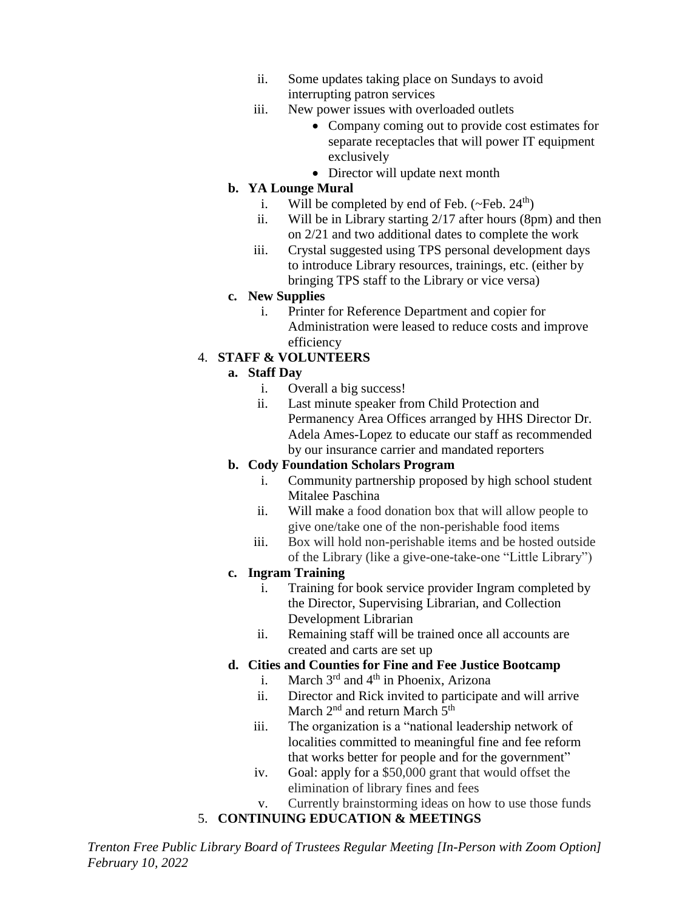- ii. Some updates taking place on Sundays to avoid interrupting patron services
   - iii. New power issues with overloaded outlets
     - Company coming out to provide cost estimates for separate receptacles that will power IT equipment exclusively
     - Director will update next month
- **b. YA Lounge Mural**
   - i. Will be completed by end of Feb. (~Feb. 24th)
   - ii. Will be in Library starting 2/17 after hours (8pm) and then on 2/21 and two additional dates to complete the work
   - iii. Crystal suggested using TPS personal development days to introduce Library resources, trainings, etc. (either by bringing TPS staff to the Library or vice versa)
- **c. New Supplies**
   - i. Printer for Reference Department and copier for Administration were leased to reduce costs and improve efficiency

4. **STAFF & VOLUNTEERS**
   - **a. Staff Day**
     - i. Overall a big success!
     - ii. Last minute speaker from Child Protection and Permanency Area Offices arranged by HHS Director Dr. Adela Ames-Lopez to educate our staff as recommended by our insurance carrier and mandated reporters
   - **b. Cody Foundation Scholars Program**
     - i. Community partnership proposed by high school student Mitalee Paschina
     - ii. Will make a food donation box that will allow people to give one/take one of the non-perishable food items
     - iii. Box will hold non-perishable items and be hosted outside of the Library (like a give-one-take-one "Little Library")
   - **c. Ingram Training**
     - i. Training for book service provider Ingram completed by the Director, Supervising Librarian, and Collection Development Librarian
     - ii. Remaining staff will be trained once all accounts are created and carts are set up
   - **d. Cities and Counties for Fine and Fee Justice Bootcamp**
     - i. March 3rd and 4th in Phoenix, Arizona
     - ii. Director and Rick invited to participate and will arrive March 2nd and return March 5th
     - iii. The organization is a "national leadership network of localities committed to meaningful fine and fee reform that works better for people and for the government"
     - iv. Goal: apply for a $50,000 grant that would offset the elimination of library fines and fees
     - v. Currently brainstorming ideas on how to use those funds

5. **CONTINUING EDUCATION & MEETINGS**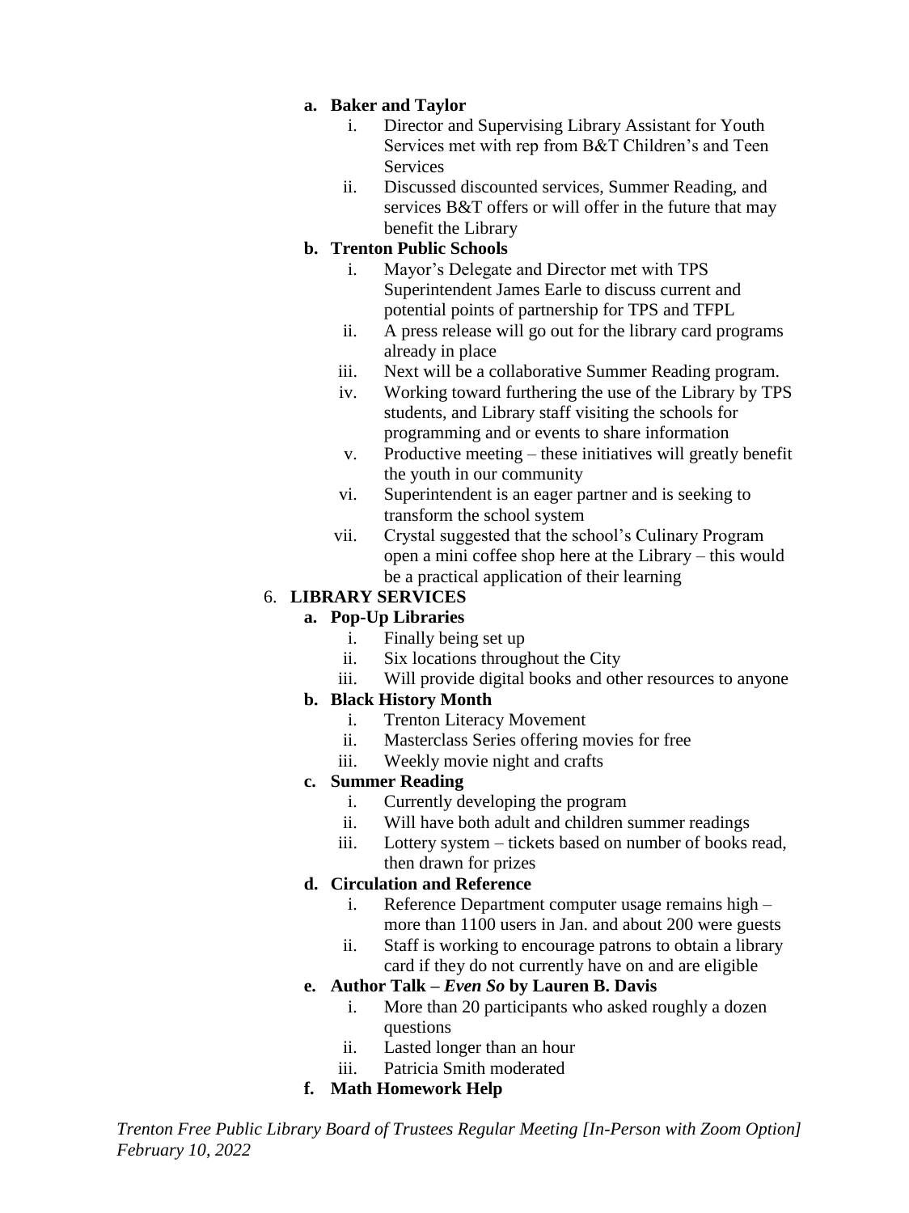- **a. Baker and Taylor**
  - i. Director and Supervising Library Assistant for Youth Services met with rep from B&T Children's and Teen Services
  - ii. Discussed discounted services, Summer Reading, and services B&T offers or will offer in the future that may benefit the Library
- **b. Trenton Public Schools**
  - i. Mayor's Delegate and Director met with TPS Superintendent James Earle to discuss current and potential points of partnership for TPS and TFPL
  - ii. A press release will go out for the library card programs already in place
  - iii. Next will be a collaborative Summer Reading program.
  - iv. Working toward furthering the use of the Library by TPS students, and Library staff visiting the schools for programming and or events to share information
  - v. Productive meeting – these initiatives will greatly benefit the youth in our community
  - vi. Superintendent is an eager partner and is seeking to transform the school system
  - vii. Crystal suggested that the school's Culinary Program open a mini coffee shop here at the Library – this would be a practical application of their learning

6. **LIBRARY SERVICES**
   - **a. Pop-Up Libraries**
     - i. Finally being set up
     - ii. Six locations throughout the City
     - iii. Will provide digital books and other resources to anyone
   - **b. Black History Month**
     - i. Trenton Literacy Movement
     - ii. Masterclass Series offering movies for free
     - iii. Weekly movie night and crafts
   - **c. Summer Reading**
     - i. Currently developing the program
     - ii. Will have both adult and children summer readings
     - iii. Lottery system – tickets based on number of books read, then drawn for prizes
   - **d. Circulation and Reference**
     - i. Reference Department computer usage remains high – more than 1100 users in Jan. and about 200 were guests
     - ii. Staff is working to encourage patrons to obtain a library card if they do not currently have on and are eligible
   - **e. Author Talk – *Even So* by Lauren B. Davis**
     - i. More than 20 participants who asked roughly a dozen questions
     - ii. Lasted longer than an hour
     - iii. Patricia Smith moderated
   - **f. Math Homework Help**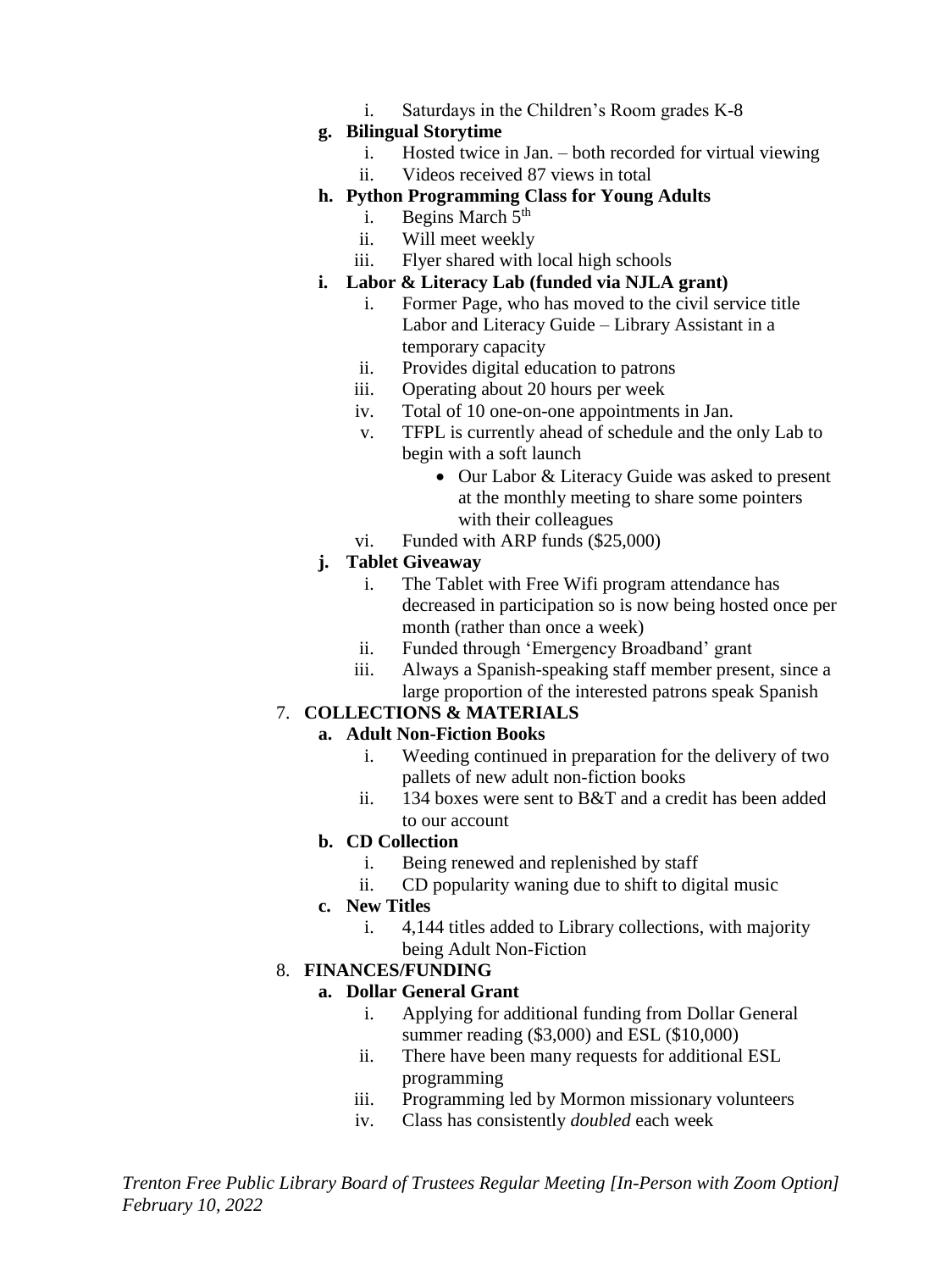i. Saturdays in the Children's Room grades K-8

- **g. Bilingual Storytime**
   - i. Hosted twice in Jan. – both recorded for virtual viewing
   - ii. Videos received 87 views in total
- **h. Python Programming Class for Young Adults**
   - i. Begins March 5th
   - ii. Will meet weekly
   - iii. Flyer shared with local high schools
- **i. Labor & Literacy Lab (funded via NJLA grant)**
   - i. Former Page, who has moved to the civil service title Labor and Literacy Guide – Library Assistant in a temporary capacity
   - ii. Provides digital education to patrons
   - iii. Operating about 20 hours per week
   - iv. Total of 10 one-on-one appointments in Jan.
   - v. TFPL is currently ahead of schedule and the only Lab to begin with a soft launch
     - Our Labor & Literacy Guide was asked to present at the monthly meeting to share some pointers with their colleagues
   - vi. Funded with ARP funds ($25,000)
- **j. Tablet Giveaway**
   - i. The Tablet with Free Wifi program attendance has decreased in participation so is now being hosted once per month (rather than once a week)
   - ii. Funded through 'Emergency Broadband' grant
   - iii. Always a Spanish-speaking staff member present, since a large proportion of the interested patrons speak Spanish

7. **COLLECTIONS & MATERIALS**
   - **a. Adult Non-Fiction Books**
     - i. Weeding continued in preparation for the delivery of two pallets of new adult non-fiction books
     - ii. 134 boxes were sent to B&T and a credit has been added to our account
   - **b. CD Collection**
     - i. Being renewed and replenished by staff
     - ii. CD popularity waning due to shift to digital music
   - **c. New Titles**
     - i. 4,144 titles added to Library collections, with majority being Adult Non-Fiction

8. **FINANCES/FUNDING**
   - **a. Dollar General Grant**
     - i. Applying for additional funding from Dollar General summer reading ($3,000) and ESL ($10,000)
     - ii. There have been many requests for additional ESL programming
     - iii. Programming led by Mormon missionary volunteers
     - iv. Class has consistently *doubled* each week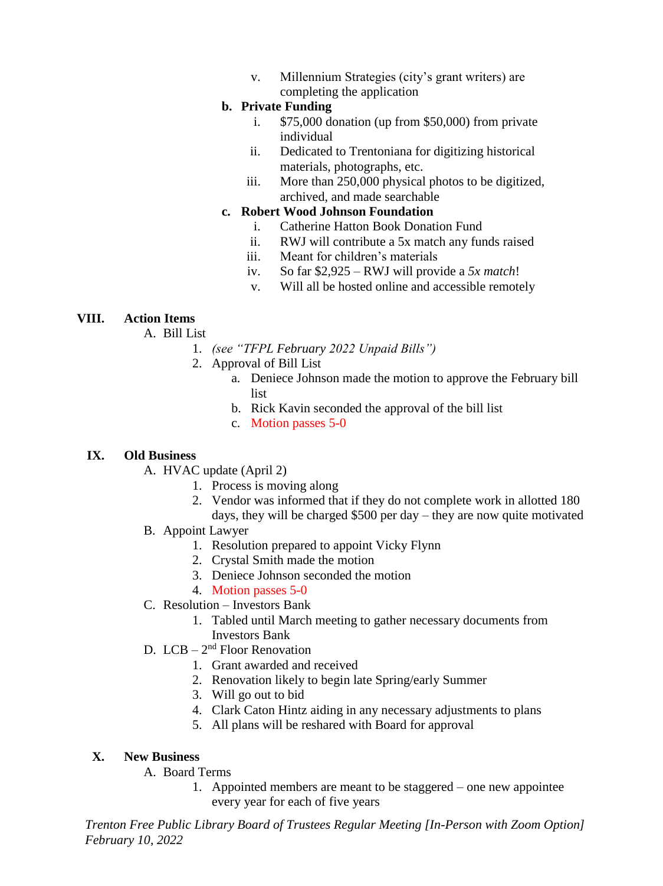v. Millennium Strategies (city's grant writers) are completing the application

**b. Private Funding**

i. $75,000 donation (up from $50,000) from private individual

ii. Dedicated to Trentoniana for digitizing historical materials, photographs, etc.

iii. More than 250,000 physical photos to be digitized, archived, and made searchable

**c. Robert Wood Johnson Foundation**

i. Catherine Hatton Book Donation Fund

ii. RWJ will contribute a 5x match any funds raised

iii. Meant for children's materials

iv. So far $2,925 – RWJ will provide a *5x match*!

v. Will all be hosted online and accessible remotely

## VIII. Action Items

A. Bill List

1. *(see "TFPL February 2022 Unpaid Bills")*
2. Approval of Bill List
   a. Deniece Johnson made the motion to approve the February bill list
   b. Rick Kavin seconded the approval of the bill list
   c. Motion passes 5-0

## IX. Old Business

A. HVAC update (April 2)

1. Process is moving along
2. Vendor was informed that if they do not complete work in allotted 180 days, they will be charged $500 per day – they are now quite motivated

B. Appoint Lawyer

1. Resolution prepared to appoint Vicky Flynn
2. Crystal Smith made the motion
3. Deniece Johnson seconded the motion
4. Motion passes 5-0

C. Resolution – Investors Bank

1. Tabled until March meeting to gather necessary documents from Investors Bank

D. LCB – 2nd Floor Renovation

1. Grant awarded and received
2. Renovation likely to begin late Spring/early Summer
3. Will go out to bid
4. Clark Caton Hintz aiding in any necessary adjustments to plans
5. All plans will be reshared with Board for approval

## X. New Business

A. Board Terms

1. Appointed members are meant to be staggered – one new appointee every year for each of five years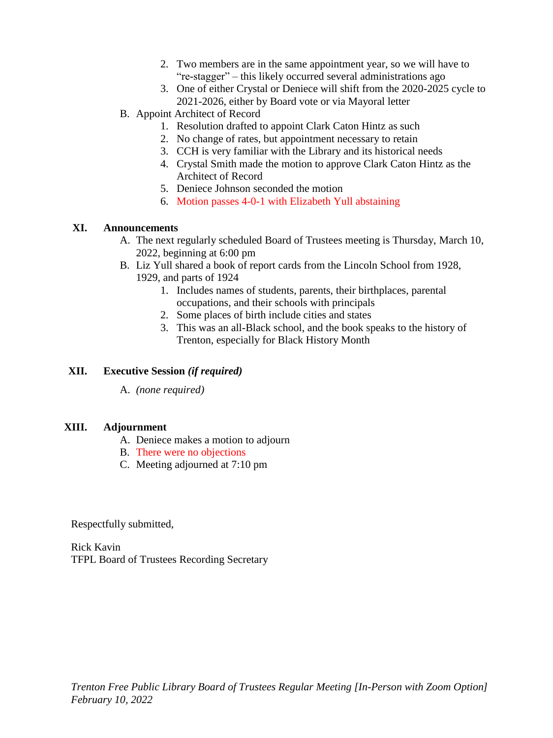2. Two members are in the same appointment year, so we will have to "re-stagger" – this likely occurred several administrations ago
3. One of either Crystal or Deniece will shift from the 2020-2025 cycle to 2021-2026, either by Board vote or via Mayoral letter

B. Appoint Architect of Record
1. Resolution drafted to appoint Clark Caton Hintz as such
2. No change of rates, but appointment necessary to retain
3. CCH is very familiar with the Library and its historical needs
4. Crystal Smith made the motion to approve Clark Caton Hintz as the Architect of Record
5. Deniece Johnson seconded the motion
6. Motion passes 4-0-1 with Elizabeth Yull abstaining

## XI. Announcements

A. The next regularly scheduled Board of Trustees meeting is Thursday, March 10, 2022, beginning at 6:00 pm

B. Liz Yull shared a book of report cards from the Lincoln School from 1928, 1929, and parts of 1924
1. Includes names of students, parents, their birthplaces, parental occupations, and their schools with principals
2. Some places of birth include cities and states
3. This was an all-Black school, and the book speaks to the history of Trenton, especially for Black History Month

## XII. Executive Session *(if required)*

A. *(none required)*

## XIII. Adjournment

A. Deniece makes a motion to adjourn

B. There were no objections

C. Meeting adjourned at 7:10 pm

Respectfully submitted,

Rick Kavin
TFPL Board of Trustees Recording Secretary